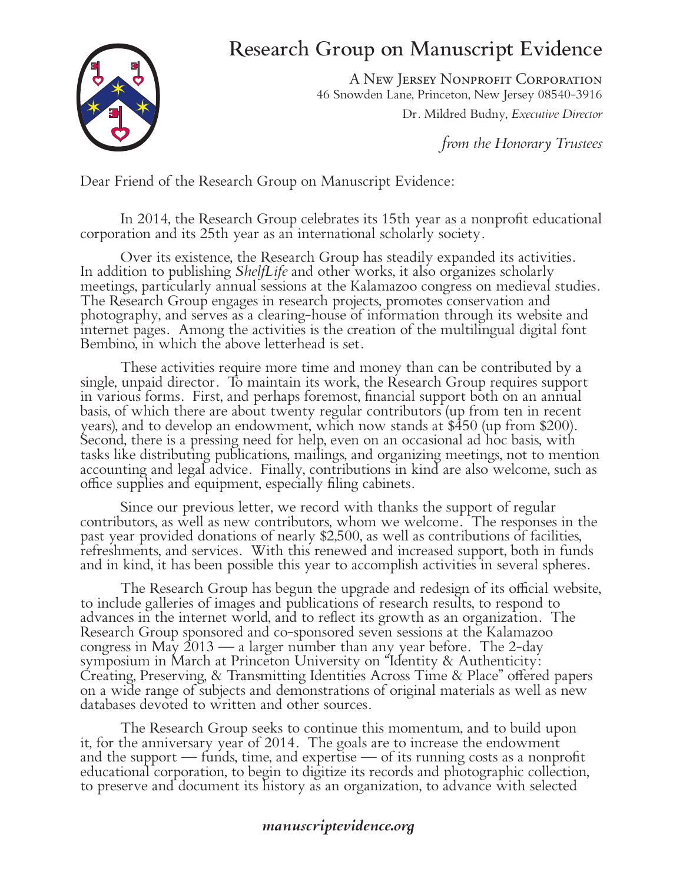# Research Group on Manuscript Evidence

A New Jersey Nonprofit Corporation
46 Snowden Lane, Princeton, New Jersey 08540-3916
Dr. Mildred Budny, *Executive Director*

*from the Honorary Trustees*

Dear Friend of the Research Group on Manuscript Evidence:

In 2014, the Research Group celebrates its 15th year as a nonprofit educational corporation and its 25th year as an international scholarly society.

Over its existence, the Research Group has steadily expanded its activities. In addition to publishing *ShelfLife* and other works, it also organizes scholarly meetings, particularly annual sessions at the Kalamazoo congress on medieval studies. The Research Group engages in research projects, promotes conservation and photography, and serves as a clearing-house of information through its website and internet pages. Among the activities is the creation of the multilingual digital font Bembino, in which the above letterhead is set.

These activities require more time and money than can be contributed by a single, unpaid director. To maintain its work, the Research Group requires support in various forms. First, and perhaps foremost, financial support both on an annual basis, of which there are about twenty regular contributors (up from ten in recent years), and to develop an endowment, which now stands at $450 (up from $200). Second, there is a pressing need for help, even on an occasional ad hoc basis, with tasks like distributing publications, mailings, and organizing meetings, not to mention accounting and legal advice. Finally, contributions in kind are also welcome, such as office supplies and equipment, especially filing cabinets.

Since our previous letter, we record with thanks the support of regular contributors, as well as new contributors, whom we welcome. The responses in the past year provided donations of nearly $2,500, as well as contributions of facilities, refreshments, and services. With this renewed and increased support, both in funds and in kind, it has been possible this year to accomplish activities in several spheres.

The Research Group has begun the upgrade and redesign of its official website, to include galleries of images and publications of research results, to respond to advances in the internet world, and to reflect its growth as an organization. The Research Group sponsored and co-sponsored seven sessions at the Kalamazoo congress in May 2013 — a larger number than any year before. The 2-day symposium in March at Princeton University on "Identity & Authenticity: Creating, Preserving, & Transmitting Identities Across Time & Place" offered papers on a wide range of subjects and demonstrations of original materials as well as new databases devoted to written and other sources.

The Research Group seeks to continue this momentum, and to build upon it, for the anniversary year of 2014. The goals are to increase the endowment and the support — funds, time, and expertise — of its running costs as a nonprofit educational corporation, to begin to digitize its records and photographic collection, to preserve and document its history as an organization, to advance with selected

***manuscriptevidence.org***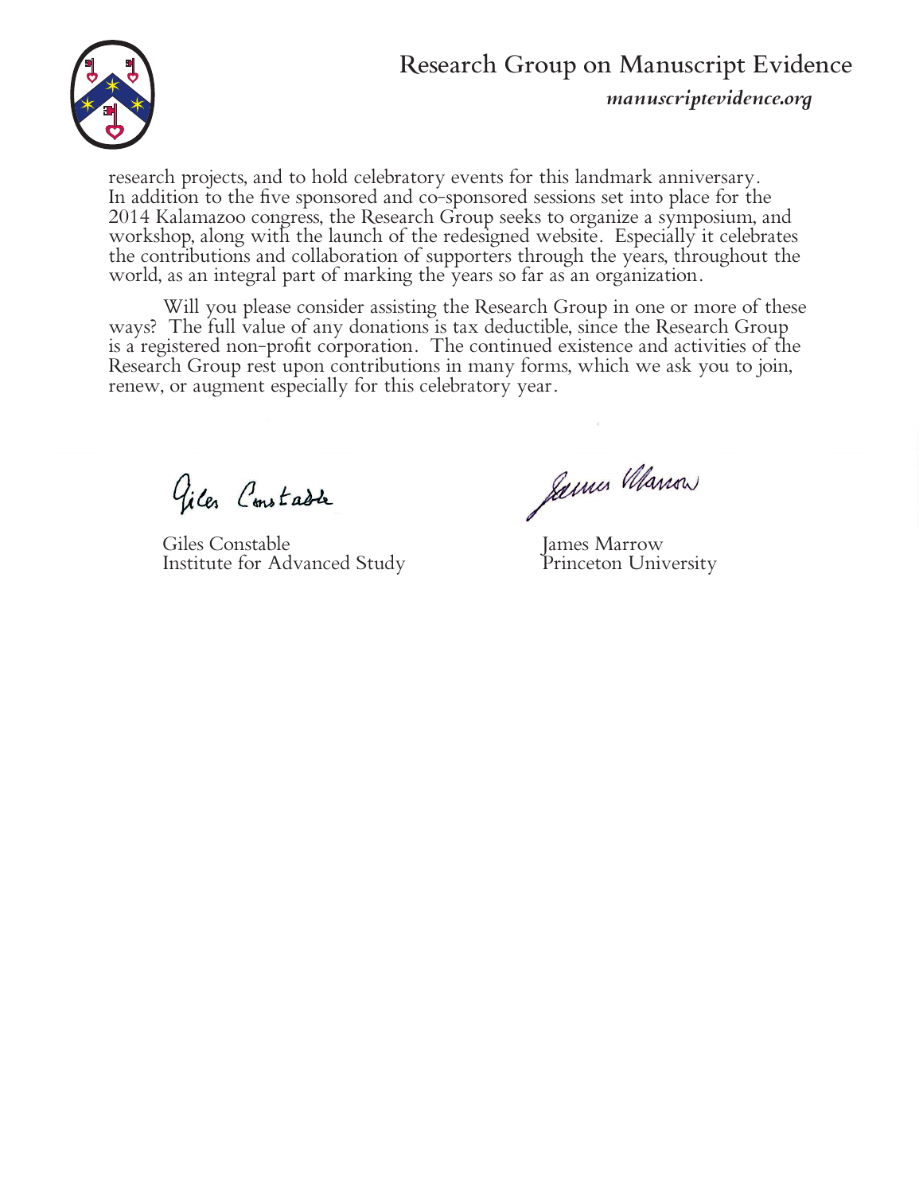Research Group on Manuscript Evidence

*manuscriptevidence.org*

research projects, and to hold celebratory events for this landmark anniversary. In addition to the five sponsored and co-sponsored sessions set into place for the 2014 Kalamazoo congress, the Research Group seeks to organize a symposium, and workshop, along with the launch of the redesigned website. Especially it celebrates the contributions and collaboration of supporters through the years, throughout the world, as an integral part of marking the years so far as an organization.

Will you please consider assisting the Research Group in one or more of these ways? The full value of any donations is tax deductible, since the Research Group is a registered non-profit corporation. The continued existence and activities of the Research Group rest upon contributions in many forms, which we ask you to join, renew, or augment especially for this celebratory year.

Giles Constable
Institute for Advanced Study

James Marrow
Princeton University